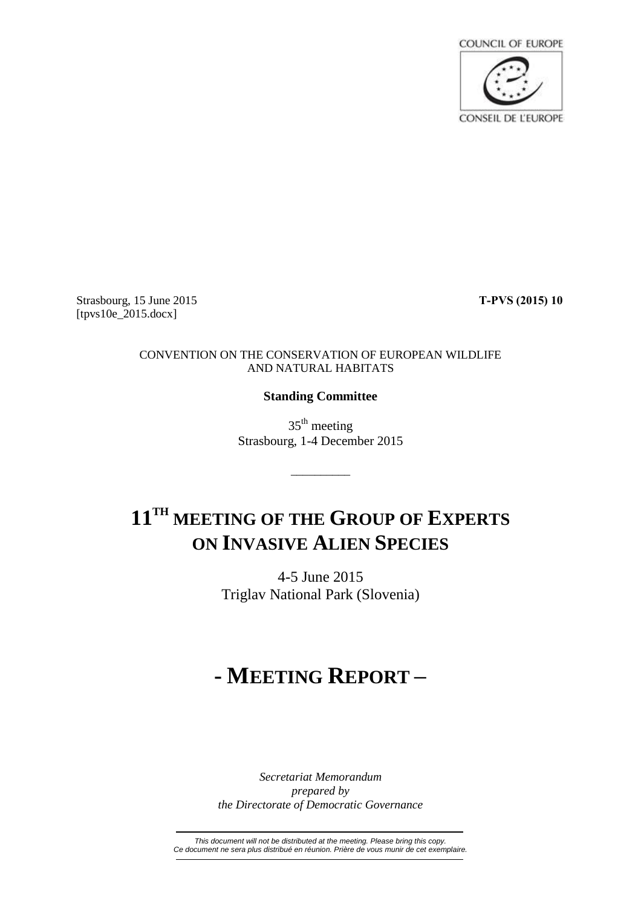COUNCIL OF EUROPE

CONSEIL DE L'EUROPE

Strasbourg, 15 June 2015 **T-PVS (2015) 10**
[tpvs10e_2015.docx]

CONVENTION ON THE CONSERVATION OF EUROPEAN WILDLIFE AND NATURAL HABITATS

**Standing Committee**

35th meeting
Strasbourg, 1-4 December 2015

---

# 11TH MEETING OF THE GROUP OF EXPERTS ON INVASIVE ALIEN SPECIES

4-5 June 2015
Triglav National Park (Slovenia)

# - MEETING REPORT –

*Secretariat Memorandum*
*prepared by*
*the Directorate of Democratic Governance*

*This document will not be distributed at the meeting. Please bring this copy.*
*Ce document ne sera plus distribué en réunion. Prière de vous munir de cet exemplaire.*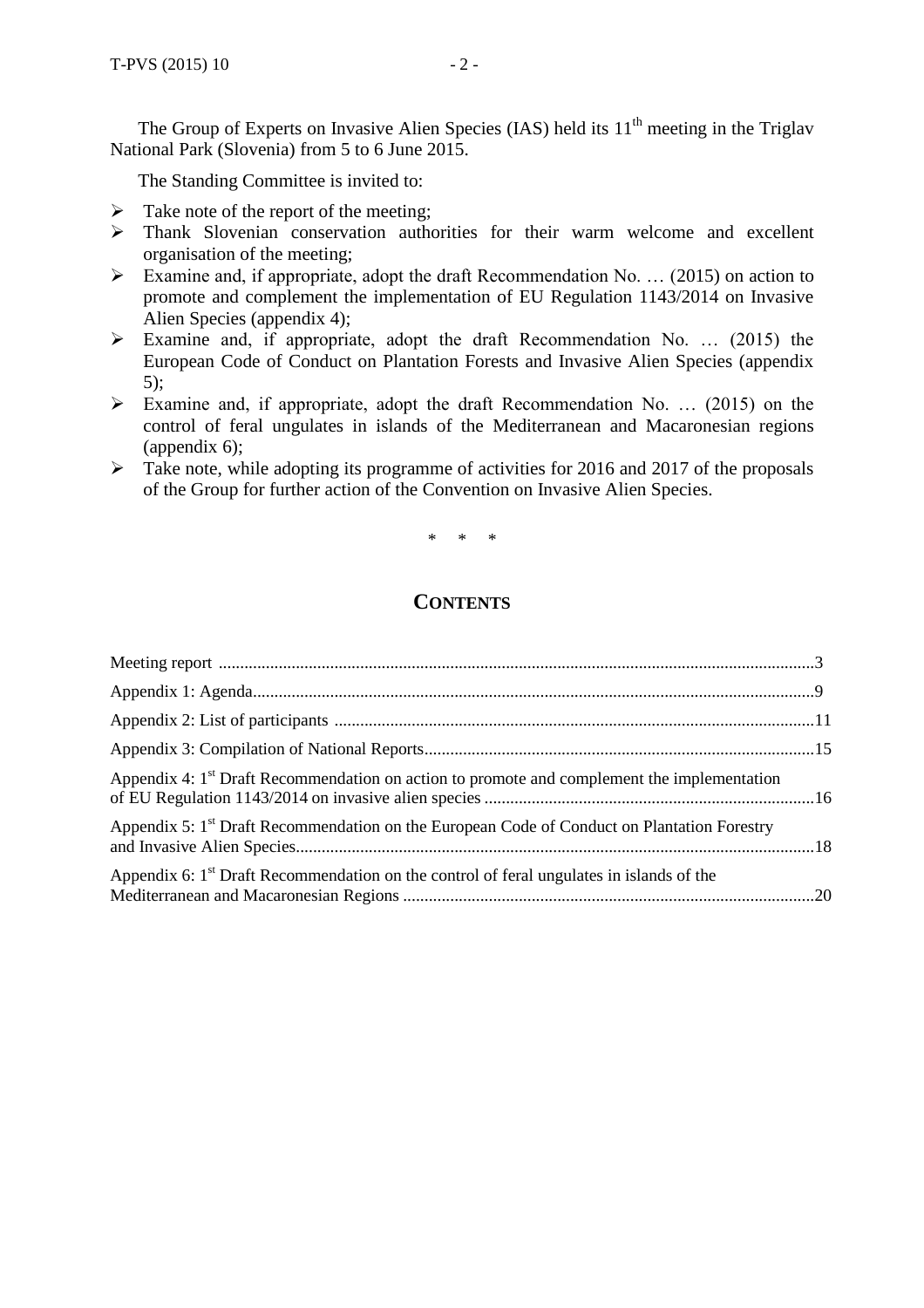The Group of Experts on Invasive Alien Species (IAS) held its 11th meeting in the Triglav National Park (Slovenia) from 5 to 6 June 2015.

The Standing Committee is invited to:

- Take note of the report of the meeting;
- Thank Slovenian conservation authorities for their warm welcome and excellent organisation of the meeting;
- Examine and, if appropriate, adopt the draft Recommendation No. … (2015) on action to promote and complement the implementation of EU Regulation 1143/2014 on Invasive Alien Species (appendix 4);
- Examine and, if appropriate, adopt the draft Recommendation No. … (2015) the European Code of Conduct on Plantation Forests and Invasive Alien Species (appendix 5);
- Examine and, if appropriate, adopt the draft Recommendation No. … (2015) on the control of feral ungulates in islands of the Mediterranean and Macaronesian regions (appendix 6);
- Take note, while adopting its programme of activities for 2016 and 2017 of the proposals of the Group for further action of the Convention on Invasive Alien Species.

\* \* \*

## CONTENTS

Meeting report ..........3

Appendix 1: Agenda..........9

Appendix 2: List of participants ..........11

Appendix 3: Compilation of National Reports..........15

Appendix 4: 1st Draft Recommendation on action to promote and complement the implementation of EU Regulation 1143/2014 on invasive alien species ..........16

Appendix 5: 1st Draft Recommendation on the European Code of Conduct on Plantation Forestry and Invasive Alien Species..........18

Appendix 6: 1st Draft Recommendation on the control of feral ungulates in islands of the Mediterranean and Macaronesian Regions ..........20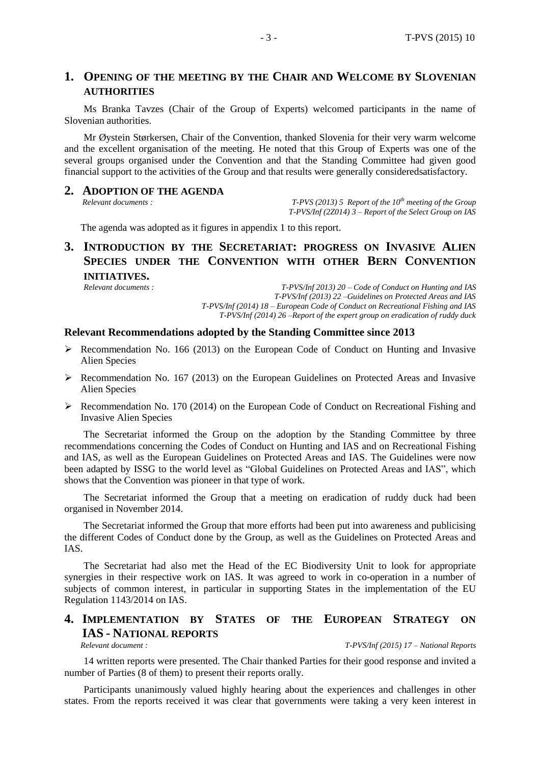# 1. OPENING OF THE MEETING BY THE CHAIR AND WELCOME BY SLOVENIAN AUTHORITIES

Ms Branka Tavzes (Chair of the Group of Experts) welcomed participants in the name of Slovenian authorities.

Mr Øystein Størkersen, Chair of the Convention, thanked Slovenia for their very warm welcome and the excellent organisation of the meeting. He noted that this Group of Experts was one of the several groups organised under the Convention and that the Standing Committee had given good financial support to the activities of the Group and that results were generally consideredsatisfactory.

# 2. ADOPTION OF THE AGENDA

*Relevant documents :*

*T-PVS (2013) 5 Report of the 10th meeting of the Group*
*T-PVS/Inf (2Z014) 3 – Report of the Select Group on IAS*

The agenda was adopted as it figures in appendix 1 to this report.

# 3. INTRODUCTION BY THE SECRETARIAT: PROGRESS ON INVASIVE ALIEN SPECIES UNDER THE CONVENTION WITH OTHER BERN CONVENTION INITIATIVES.

*Relevant documents :*

*T-PVS/Inf 2013) 20 – Code of Conduct on Hunting and IAS*
*T-PVS/Inf (2013) 22 –Guidelines on Protected Areas and IAS*
*T-PVS/Inf (2014) 18 – European Code of Conduct on Recreational Fishing and IAS*
*T-PVS/Inf (2014) 26 –Report of the expert group on eradication of ruddy duck*

### Relevant Recommendations adopted by the Standing Committee since 2013

- Recommendation No. 166 (2013) on the European Code of Conduct on Hunting and Invasive Alien Species
- Recommendation No. 167 (2013) on the European Guidelines on Protected Areas and Invasive Alien Species
- Recommendation No. 170 (2014) on the European Code of Conduct on Recreational Fishing and Invasive Alien Species

The Secretariat informed the Group on the adoption by the Standing Committee by three recommendations concerning the Codes of Conduct on Hunting and IAS and on Recreational Fishing and IAS, as well as the European Guidelines on Protected Areas and IAS. The Guidelines were now been adapted by ISSG to the world level as "Global Guidelines on Protected Areas and IAS", which shows that the Convention was pioneer in that type of work.

The Secretariat informed the Group that a meeting on eradication of ruddy duck had been organised in November 2014.

The Secretariat informed the Group that more efforts had been put into awareness and publicising the different Codes of Conduct done by the Group, as well as the Guidelines on Protected Areas and IAS.

The Secretariat had also met the Head of the EC Biodiversity Unit to look for appropriate synergies in their respective work on IAS. It was agreed to work in co-operation in a number of subjects of common interest, in particular in supporting States in the implementation of the EU Regulation 1143/2014 on IAS.

# 4. IMPLEMENTATION BY STATES OF THE EUROPEAN STRATEGY ON IAS - NATIONAL REPORTS

*Relevant document :*

*T-PVS/Inf (2015) 17 – National Reports*

14 written reports were presented. The Chair thanked Parties for their good response and invited a number of Parties (8 of them) to present their reports orally.

Participants unanimously valued highly hearing about the experiences and challenges in other states. From the reports received it was clear that governments were taking a very keen interest in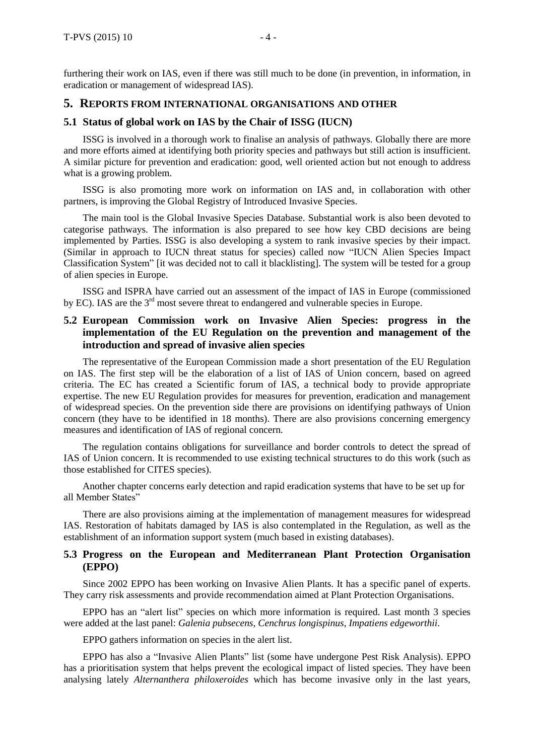furthering their work on IAS, even if there was still much to be done (in prevention, in information, in eradication or management of widespread IAS).

## 5. Reports from international organisations and other

### 5.1 Status of global work on IAS by the Chair of ISSG (IUCN)

ISSG is involved in a thorough work to finalise an analysis of pathways. Globally there are more and more efforts aimed at identifying both priority species and pathways but still action is insufficient. A similar picture for prevention and eradication: good, well oriented action but not enough to address what is a growing problem.

ISSG is also promoting more work on information on IAS and, in collaboration with other partners, is improving the Global Registry of Introduced Invasive Species.

The main tool is the Global Invasive Species Database. Substantial work is also been devoted to categorise pathways. The information is also prepared to see how key CBD decisions are being implemented by Parties. ISSG is also developing a system to rank invasive species by their impact. (Similar in approach to IUCN threat status for species) called now "IUCN Alien Species Impact Classification System" [it was decided not to call it blacklisting]. The system will be tested for a group of alien species in Europe.

ISSG and ISPRA have carried out an assessment of the impact of IAS in Europe (commissioned by EC). IAS are the 3rd most severe threat to endangered and vulnerable species in Europe.

### 5.2 European Commission work on Invasive Alien Species: progress in the implementation of the EU Regulation on the prevention and management of the introduction and spread of invasive alien species

The representative of the European Commission made a short presentation of the EU Regulation on IAS. The first step will be the elaboration of a list of IAS of Union concern, based on agreed criteria. The EC has created a Scientific forum of IAS, a technical body to provide appropriate expertise. The new EU Regulation provides for measures for prevention, eradication and management of widespread species. On the prevention side there are provisions on identifying pathways of Union concern (they have to be identified in 18 months). There are also provisions concerning emergency measures and identification of IAS of regional concern.

The regulation contains obligations for surveillance and border controls to detect the spread of IAS of Union concern. It is recommended to use existing technical structures to do this work (such as those established for CITES species).

Another chapter concerns early detection and rapid eradication systems that have to be set up for all Member States"

There are also provisions aiming at the implementation of management measures for widespread IAS. Restoration of habitats damaged by IAS is also contemplated in the Regulation, as well as the establishment of an information support system (much based in existing databases).

### 5.3 Progress on the European and Mediterranean Plant Protection Organisation (EPPO)

Since 2002 EPPO has been working on Invasive Alien Plants. It has a specific panel of experts. They carry risk assessments and provide recommendation aimed at Plant Protection Organisations.

EPPO has an "alert list" species on which more information is required. Last month 3 species were added at the last panel: *Galenia pubsecens*, *Cenchrus longispinus*, *Impatiens edgeworthii*.

EPPO gathers information on species in the alert list.

EPPO has also a "Invasive Alien Plants" list (some have undergone Pest Risk Analysis). EPPO has a prioritisation system that helps prevent the ecological impact of listed species. They have been analysing lately *Alternanthera philoxeroides* which has become invasive only in the last years,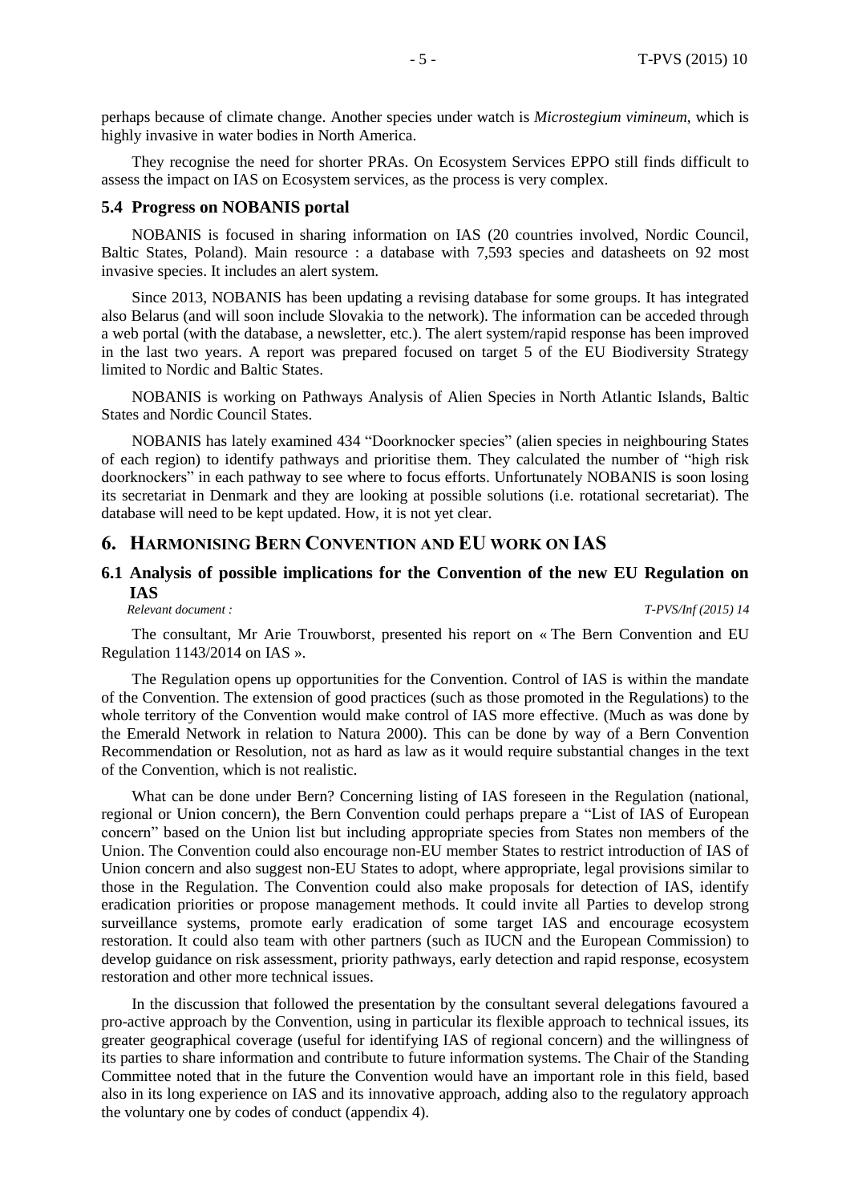perhaps because of climate change. Another species under watch is *Microstegium vimineum*, which is highly invasive in water bodies in North America.

They recognise the need for shorter PRAs. On Ecosystem Services EPPO still finds difficult to assess the impact on IAS on Ecosystem services, as the process is very complex.

### 5.4 Progress on NOBANIS portal

NOBANIS is focused in sharing information on IAS (20 countries involved, Nordic Council, Baltic States, Poland). Main resource : a database with 7,593 species and datasheets on 92 most invasive species. It includes an alert system.

Since 2013, NOBANIS has been updating a revising database for some groups. It has integrated also Belarus (and will soon include Slovakia to the network). The information can be acceded through a web portal (with the database, a newsletter, etc.). The alert system/rapid response has been improved in the last two years. A report was prepared focused on target 5 of the EU Biodiversity Strategy limited to Nordic and Baltic States.

NOBANIS is working on Pathways Analysis of Alien Species in North Atlantic Islands, Baltic States and Nordic Council States.

NOBANIS has lately examined 434 "Doorknocker species" (alien species in neighbouring States of each region) to identify pathways and prioritise them. They calculated the number of "high risk doorknockers" in each pathway to see where to focus efforts. Unfortunately NOBANIS is soon losing its secretariat in Denmark and they are looking at possible solutions (i.e. rotational secretariat). The database will need to be kept updated. How, it is not yet clear.

## 6. Harmonising Bern Convention and EU work on IAS

### 6.1 Analysis of possible implications for the Convention of the new EU Regulation on IAS

*Relevant document : T-PVS/Inf (2015) 14*

The consultant, Mr Arie Trouwborst, presented his report on « The Bern Convention and EU Regulation 1143/2014 on IAS ».

The Regulation opens up opportunities for the Convention. Control of IAS is within the mandate of the Convention. The extension of good practices (such as those promoted in the Regulations) to the whole territory of the Convention would make control of IAS more effective. (Much as was done by the Emerald Network in relation to Natura 2000). This can be done by way of a Bern Convention Recommendation or Resolution, not as hard as law as it would require substantial changes in the text of the Convention, which is not realistic.

What can be done under Bern? Concerning listing of IAS foreseen in the Regulation (national, regional or Union concern), the Bern Convention could perhaps prepare a "List of IAS of European concern" based on the Union list but including appropriate species from States non members of the Union. The Convention could also encourage non-EU member States to restrict introduction of IAS of Union concern and also suggest non-EU States to adopt, where appropriate, legal provisions similar to those in the Regulation. The Convention could also make proposals for detection of IAS, identify eradication priorities or propose management methods. It could invite all Parties to develop strong surveillance systems, promote early eradication of some target IAS and encourage ecosystem restoration. It could also team with other partners (such as IUCN and the European Commission) to develop guidance on risk assessment, priority pathways, early detection and rapid response, ecosystem restoration and other more technical issues.

In the discussion that followed the presentation by the consultant several delegations favoured a pro-active approach by the Convention, using in particular its flexible approach to technical issues, its greater geographical coverage (useful for identifying IAS of regional concern) and the willingness of its parties to share information and contribute to future information systems. The Chair of the Standing Committee noted that in the future the Convention would have an important role in this field, based also in its long experience on IAS and its innovative approach, adding also to the regulatory approach the voluntary one by codes of conduct (appendix 4).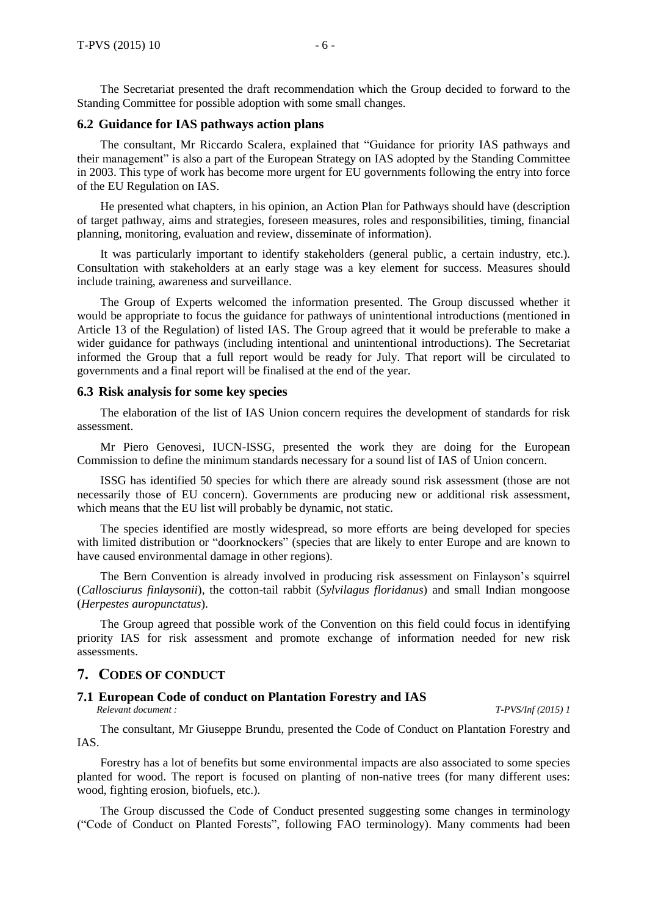The Secretariat presented the draft recommendation which the Group decided to forward to the Standing Committee for possible adoption with some small changes.

### 6.2 Guidance for IAS pathways action plans

The consultant, Mr Riccardo Scalera, explained that "Guidance for priority IAS pathways and their management" is also a part of the European Strategy on IAS adopted by the Standing Committee in 2003. This type of work has become more urgent for EU governments following the entry into force of the EU Regulation on IAS.

He presented what chapters, in his opinion, an Action Plan for Pathways should have (description of target pathway, aims and strategies, foreseen measures, roles and responsibilities, timing, financial planning, monitoring, evaluation and review, disseminate of information).

It was particularly important to identify stakeholders (general public, a certain industry, etc.). Consultation with stakeholders at an early stage was a key element for success. Measures should include training, awareness and surveillance.

The Group of Experts welcomed the information presented. The Group discussed whether it would be appropriate to focus the guidance for pathways of unintentional introductions (mentioned in Article 13 of the Regulation) of listed IAS. The Group agreed that it would be preferable to make a wider guidance for pathways (including intentional and unintentional introductions). The Secretariat informed the Group that a full report would be ready for July. That report will be circulated to governments and a final report will be finalised at the end of the year.

### 6.3 Risk analysis for some key species

The elaboration of the list of IAS Union concern requires the development of standards for risk assessment.

Mr Piero Genovesi, IUCN-ISSG, presented the work they are doing for the European Commission to define the minimum standards necessary for a sound list of IAS of Union concern.

ISSG has identified 50 species for which there are already sound risk assessment (those are not necessarily those of EU concern). Governments are producing new or additional risk assessment, which means that the EU list will probably be dynamic, not static.

The species identified are mostly widespread, so more efforts are being developed for species with limited distribution or "doorknockers" (species that are likely to enter Europe and are known to have caused environmental damage in other regions).

The Bern Convention is already involved in producing risk assessment on Finlayson's squirrel (*Callosciurus finlaysonii*), the cotton-tail rabbit (*Sylvilagus floridanus*) and small Indian mongoose (*Herpestes auropunctatus*).

The Group agreed that possible work of the Convention on this field could focus in identifying priority IAS for risk assessment and promote exchange of information needed for new risk assessments.

## 7. CODES OF CONDUCT

### 7.1 European Code of conduct on Plantation Forestry and IAS

*Relevant document :* *T-PVS/Inf (2015) 1*

The consultant, Mr Giuseppe Brundu, presented the Code of Conduct on Plantation Forestry and IAS.

Forestry has a lot of benefits but some environmental impacts are also associated to some species planted for wood. The report is focused on planting of non-native trees (for many different uses: wood, fighting erosion, biofuels, etc.).

The Group discussed the Code of Conduct presented suggesting some changes in terminology ("Code of Conduct on Planted Forests", following FAO terminology). Many comments had been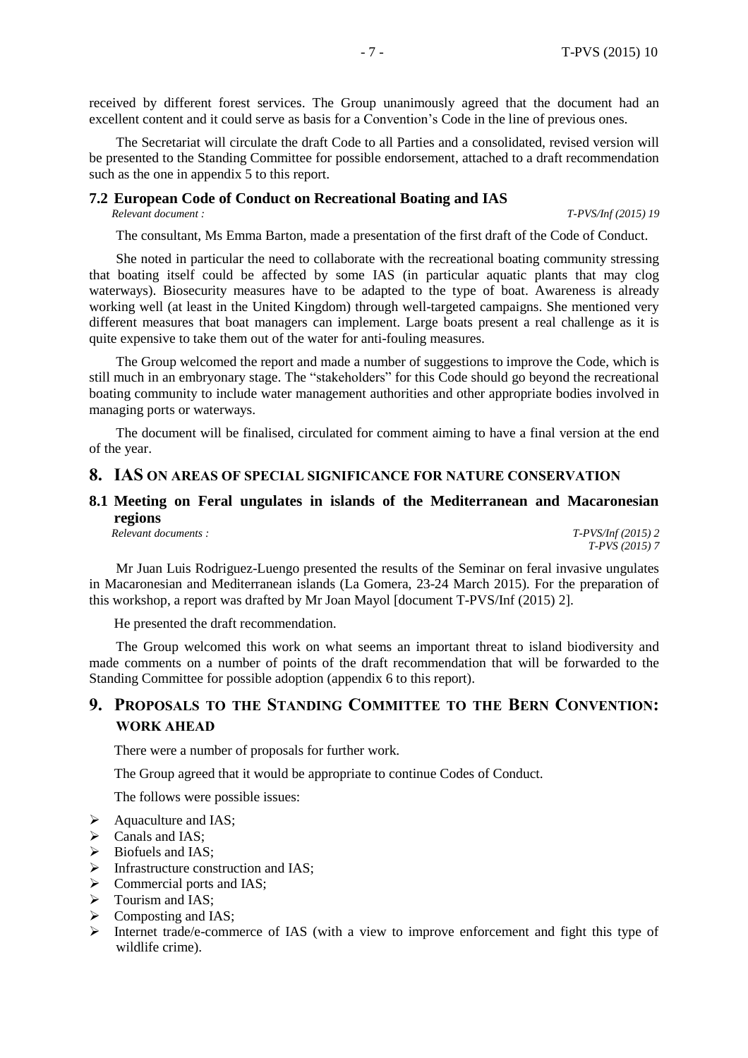received by different forest services. The Group unanimously agreed that the document had an excellent content and it could serve as basis for a Convention's Code in the line of previous ones.

The Secretariat will circulate the draft Code to all Parties and a consolidated, revised version will be presented to the Standing Committee for possible endorsement, attached to a draft recommendation such as the one in appendix 5 to this report.

### 7.2 European Code of Conduct on Recreational Boating and IAS

*Relevant document :* *T-PVS/Inf (2015) 19*

The consultant, Ms Emma Barton, made a presentation of the first draft of the Code of Conduct.

She noted in particular the need to collaborate with the recreational boating community stressing that boating itself could be affected by some IAS (in particular aquatic plants that may clog waterways). Biosecurity measures have to be adapted to the type of boat. Awareness is already working well (at least in the United Kingdom) through well-targeted campaigns. She mentioned very different measures that boat managers can implement. Large boats present a real challenge as it is quite expensive to take them out of the water for anti-fouling measures.

The Group welcomed the report and made a number of suggestions to improve the Code, which is still much in an embryonary stage. The "stakeholders" for this Code should go beyond the recreational boating community to include water management authorities and other appropriate bodies involved in managing ports or waterways.

The document will be finalised, circulated for comment aiming to have a final version at the end of the year.

## 8. IAS ON AREAS OF SPECIAL SIGNIFICANCE FOR NATURE CONSERVATION

### 8.1 Meeting on Feral ungulates in islands of the Mediterranean and Macaronesian regions

*Relevant documents :* *T-PVS/Inf (2015) 2*
*T-PVS (2015) 7*

Mr Juan Luis Rodriguez-Luengo presented the results of the Seminar on feral invasive ungulates in Macaronesian and Mediterranean islands (La Gomera, 23-24 March 2015). For the preparation of this workshop, a report was drafted by Mr Joan Mayol [document T-PVS/Inf (2015) 2].

He presented the draft recommendation.

The Group welcomed this work on what seems an important threat to island biodiversity and made comments on a number of points of the draft recommendation that will be forwarded to the Standing Committee for possible adoption (appendix 6 to this report).

## 9. PROPOSALS TO THE STANDING COMMITTEE TO THE BERN CONVENTION: WORK AHEAD

There were a number of proposals for further work.

The Group agreed that it would be appropriate to continue Codes of Conduct.

The follows were possible issues:

- Aquaculture and IAS;
- Canals and IAS;
- Biofuels and IAS;
- Infrastructure construction and IAS;
- Commercial ports and IAS;
- Tourism and IAS;
- Composting and IAS;
- Internet trade/e-commerce of IAS (with a view to improve enforcement and fight this type of wildlife crime).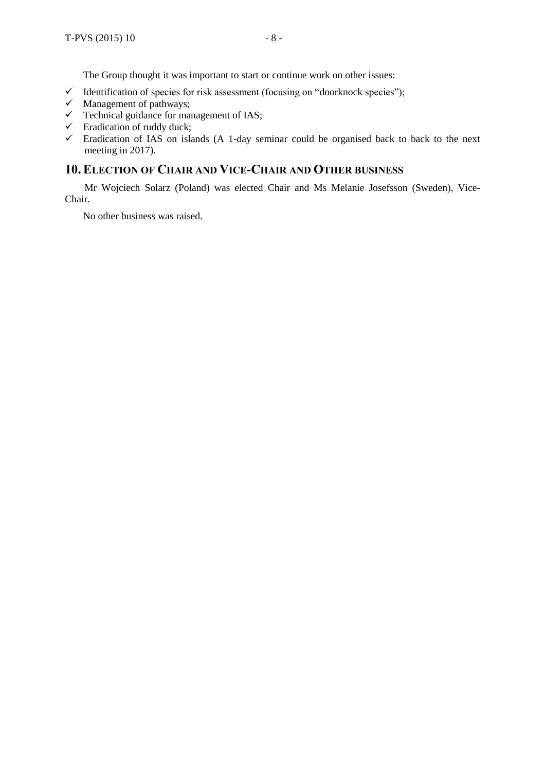The Group thought it was important to start or continue work on other issues:

- ✓ Identification of species for risk assessment (focusing on "doorknock species");
- ✓ Management of pathways;
- ✓ Technical guidance for management of IAS;
- ✓ Eradication of ruddy duck;
- ✓ Eradication of IAS on islands (A 1-day seminar could be organised back to back to the next meeting in 2017).

## 10. ELECTION OF CHAIR AND VICE-CHAIR AND OTHER BUSINESS

Mr Wojciech Solarz (Poland) was elected Chair and Ms Melanie Josefsson (Sweden), Vice-Chair.

No other business was raised.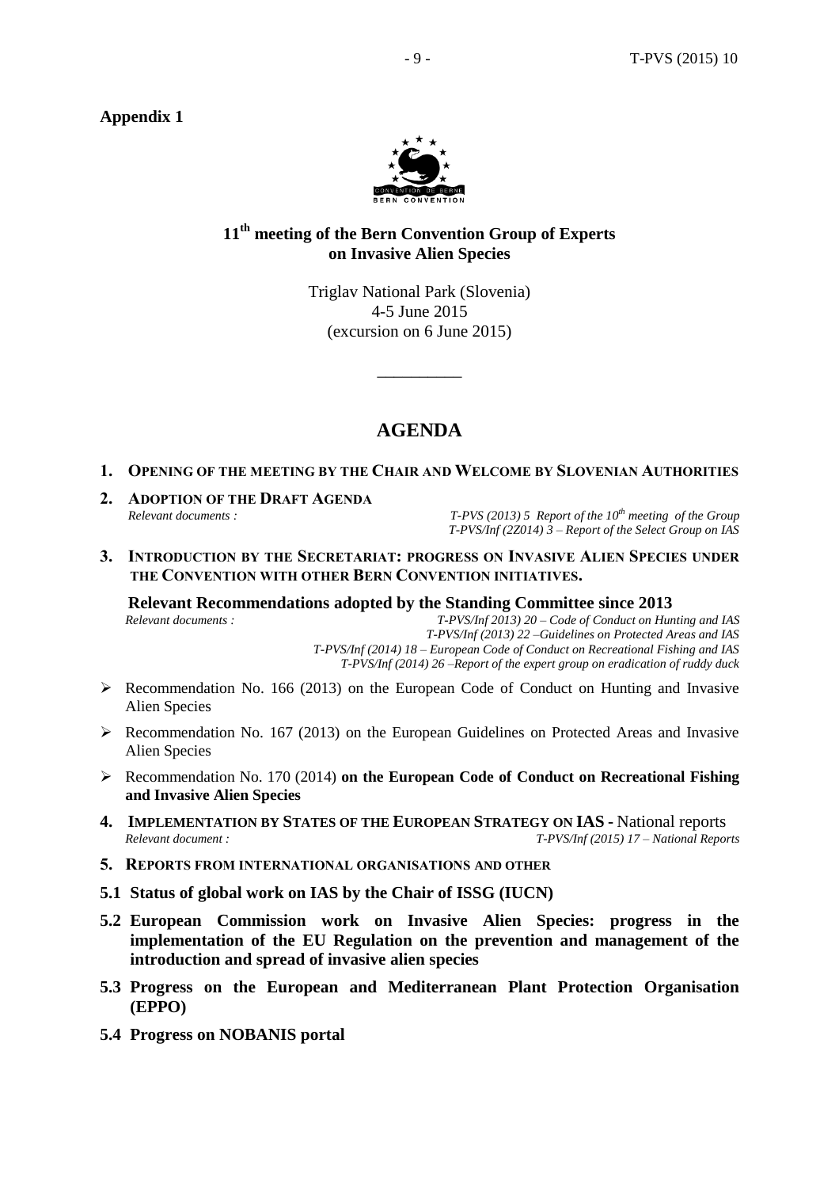**Appendix 1**

## 11th meeting of the Bern Convention Group of Experts on Invasive Alien Species

Triglav National Park (Slovenia)
4-5 June 2015
(excursion on 6 June 2015)

\_\_\_\_\_\_\_\_\_\_

# AGENDA

**1. OPENING OF THE MEETING BY THE CHAIR AND WELCOME BY SLOVENIAN AUTHORITIES**

**2. ADOPTION OF THE DRAFT AGENDA**

*Relevant documents :*
*T-PVS (2013) 5 Report of the 10th meeting of the Group*
*T-PVS/Inf (2Z014) 3 – Report of the Select Group on IAS*

**3. INTRODUCTION BY THE SECRETARIAT: PROGRESS ON INVASIVE ALIEN SPECIES UNDER THE CONVENTION WITH OTHER BERN CONVENTION INITIATIVES.**

**Relevant Recommendations adopted by the Standing Committee since 2013**

*Relevant documents :*
*T-PVS/Inf 2013) 20 – Code of Conduct on Hunting and IAS*
*T-PVS/Inf (2013) 22 –Guidelines on Protected Areas and IAS*
*T-PVS/Inf (2014) 18 – European Code of Conduct on Recreational Fishing and IAS*
*T-PVS/Inf (2014) 26 –Report of the expert group on eradication of ruddy duck*

- Recommendation No. 166 (2013) on the European Code of Conduct on Hunting and Invasive Alien Species
- Recommendation No. 167 (2013) on the European Guidelines on Protected Areas and Invasive Alien Species
- Recommendation No. 170 (2014) **on the European Code of Conduct on Recreational Fishing and Invasive Alien Species**

**4. IMPLEMENTATION BY STATES OF THE EUROPEAN STRATEGY ON IAS -** National reports

*Relevant document :* *T-PVS/Inf (2015) 17 – National Reports*

**5. REPORTS FROM INTERNATIONAL ORGANISATIONS AND OTHER**

**5.1 Status of global work on IAS by the Chair of ISSG (IUCN)**

**5.2 European Commission work on Invasive Alien Species: progress in the implementation of the EU Regulation on the prevention and management of the introduction and spread of invasive alien species**

**5.3 Progress on the European and Mediterranean Plant Protection Organisation (EPPO)**

**5.4 Progress on NOBANIS portal**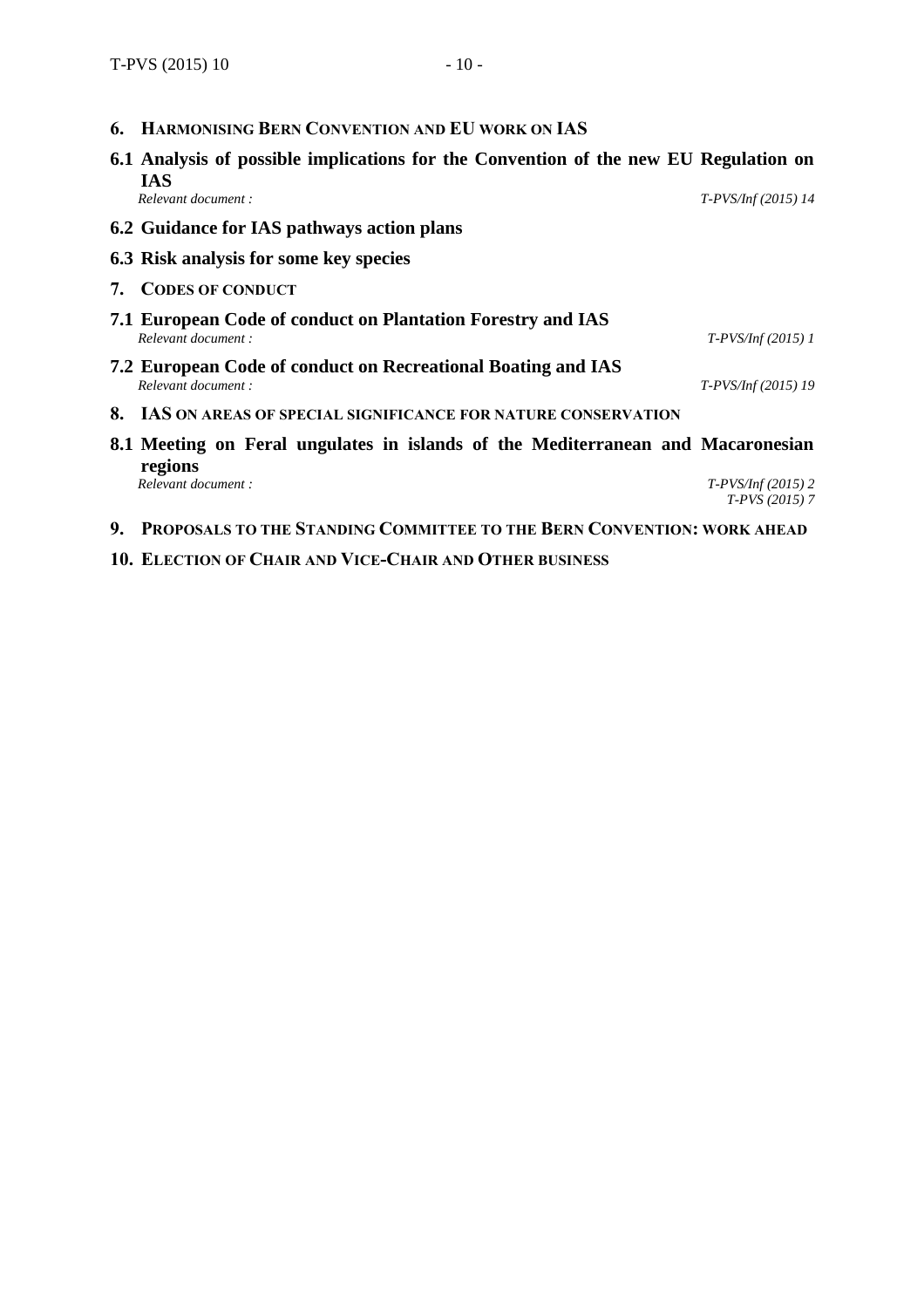## 6. Harmonising Bern Convention and EU work on IAS

### 6.1 Analysis of possible implications for the Convention of the new EU Regulation on IAS

*Relevant document :* *T-PVS/Inf (2015) 14*

### 6.2 Guidance for IAS pathways action plans

### 6.3 Risk analysis for some key species

## 7. Codes of conduct

### 7.1 European Code of conduct on Plantation Forestry and IAS

*Relevant document :* *T-PVS/Inf (2015) 1*

### 7.2 European Code of conduct on Recreational Boating and IAS

*Relevant document :* *T-PVS/Inf (2015) 19*

## 8. IAS on areas of special significance for nature conservation

### 8.1 Meeting on Feral ungulates in islands of the Mediterranean and Macaronesian regions

*Relevant document :* *T-PVS/Inf (2015) 2*
*T-PVS (2015) 7*

## 9. Proposals to the Standing Committee to the Bern Convention: work ahead

## 10. Election of Chair and Vice-Chair and Other business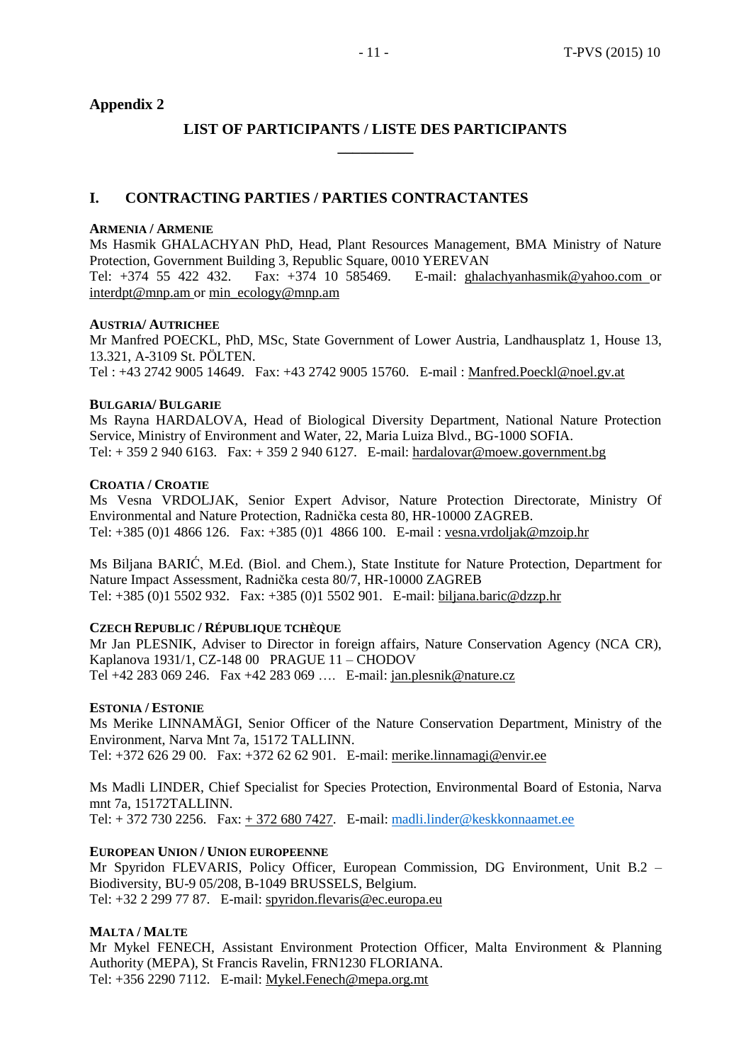**Appendix 2**

## LIST OF PARTICIPANTS / LISTE DES PARTICIPANTS

---

## I. CONTRACTING PARTIES / PARTIES CONTRACTANTES

**ARMENIA / ARMENIE**

Ms Hasmik GHALACHYAN PhD, Head, Plant Resources Management, BMA Ministry of Nature Protection, Government Building 3, Republic Square, 0010 YEREVAN
Tel: +374 55 422 432. Fax: +374 10 585469. E-mail: ghalachyanhasmik@yahoo.com or interdpt@mnp.am or min_ecology@mnp.am

**AUSTRIA/ AUTRICHEE**

Mr Manfred POECKL, PhD, MSc, State Government of Lower Austria, Landhausplatz 1, House 13, 13.321, A-3109 St. PÖLTEN.
Tel : +43 2742 9005 14649. Fax: +43 2742 9005 15760. E-mail : Manfred.Poeckl@noel.gv.at

**BULGARIA/ BULGARIE**

Ms Rayna HARDALOVA, Head of Biological Diversity Department, National Nature Protection Service, Ministry of Environment and Water, 22, Maria Luiza Blvd., BG-1000 SOFIA.
Tel: + 359 2 940 6163. Fax: + 359 2 940 6127. E-mail: hardalovar@moew.government.bg

**CROATIA / CROATIE**

Ms Vesna VRDOLJAK, Senior Expert Advisor, Nature Protection Directorate, Ministry Of Environmental and Nature Protection, Radnička cesta 80, HR-10000 ZAGREB.
Tel: +385 (0)1 4866 126. Fax: +385 (0)1 4866 100. E-mail : vesna.vrdoljak@mzoip.hr

Ms Biljana BARIĆ, M.Ed. (Biol. and Chem.), State Institute for Nature Protection, Department for Nature Impact Assessment, Radnička cesta 80/7, HR-10000 ZAGREB
Tel: +385 (0)1 5502 932. Fax: +385 (0)1 5502 901. E-mail: biljana.baric@dzzp.hr

**CZECH REPUBLIC / RÉPUBLIQUE TCHÈQUE**

Mr Jan PLESNIK, Adviser to Director in foreign affairs, Nature Conservation Agency (NCA CR), Kaplanova 1931/1, CZ-148 00 PRAGUE 11 – CHODOV
Tel +42 283 069 246. Fax +42 283 069 …. E-mail: jan.plesnik@nature.cz

**ESTONIA / ESTONIE**

Ms Merike LINNAMÄGI, Senior Officer of the Nature Conservation Department, Ministry of the Environment, Narva Mnt 7a, 15172 TALLINN.
Tel: +372 626 29 00. Fax: +372 62 62 901. E-mail: merike.linnamagi@envir.ee

Ms Madli LINDER, Chief Specialist for Species Protection, Environmental Board of Estonia, Narva mnt 7a, 15172TALLINN.
Tel: + 372 730 2256. Fax: + 372 680 7427. E-mail: madli.linder@keskkonnaamet.ee

**EUROPEAN UNION / UNION EUROPEENNE**

Mr Spyridon FLEVARIS, Policy Officer, European Commission, DG Environment, Unit B.2 – Biodiversity, BU-9 05/208, B-1049 BRUSSELS, Belgium.
Tel: +32 2 299 77 87. E-mail: spyridon.flevaris@ec.europa.eu

**MALTA / MALTE**

Mr Mykel FENECH, Assistant Environment Protection Officer, Malta Environment & Planning Authority (MEPA), St Francis Ravelin, FRN1230 FLORIANA.
Tel: +356 2290 7112. E-mail: Mykel.Fenech@mepa.org.mt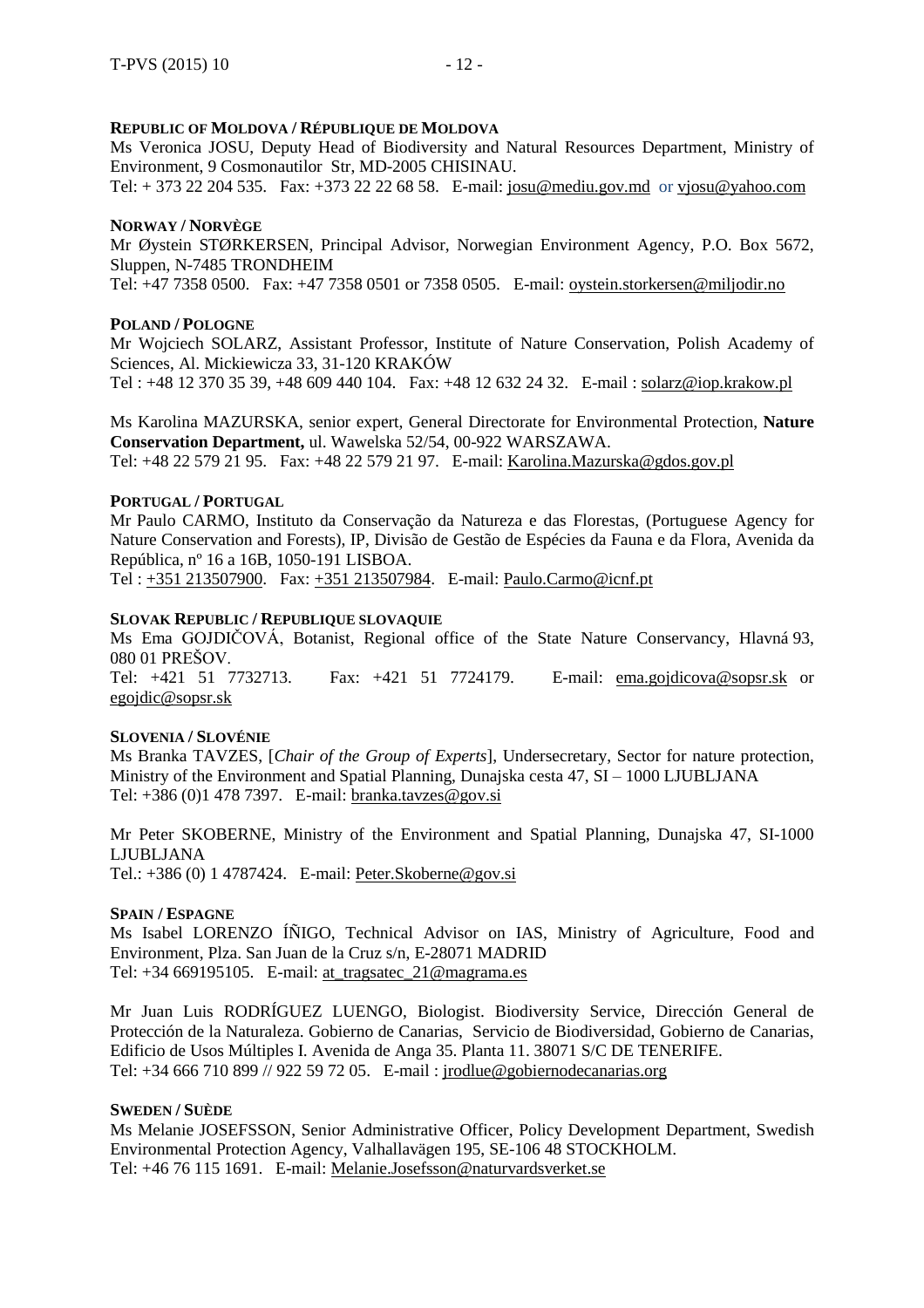**REPUBLIC OF MOLDOVA / RÉPUBLIQUE DE MOLDOVA**

Ms Veronica JOSU, Deputy Head of Biodiversity and Natural Resources Department, Ministry of Environment, 9 Cosmonautilor Str, MD-2005 CHISINAU.
Tel: + 373 22 204 535. Fax: +373 22 22 68 58. E-mail: josu@mediu.gov.md or vjosu@yahoo.com

**NORWAY / NORVÈGE**

Mr Øystein STØRKERSEN, Principal Advisor, Norwegian Environment Agency, P.O. Box 5672, Sluppen, N-7485 TRONDHEIM
Tel: +47 7358 0500. Fax: +47 7358 0501 or 7358 0505. E-mail: oystein.storkersen@miljodir.no

**POLAND / POLOGNE**

Mr Wojciech SOLARZ, Assistant Professor, Institute of Nature Conservation, Polish Academy of Sciences, Al. Mickiewicza 33, 31-120 KRAKÓW
Tel : +48 12 370 35 39, +48 609 440 104. Fax: +48 12 632 24 32. E-mail : solarz@iop.krakow.pl

Ms Karolina MAZURSKA, senior expert, General Directorate for Environmental Protection, **Nature Conservation Department,** ul. Wawelska 52/54, 00-922 WARSZAWA.
Tel: +48 22 579 21 95. Fax: +48 22 579 21 97. E-mail: Karolina.Mazurska@gdos.gov.pl

**PORTUGAL / PORTUGAL**

Mr Paulo CARMO, Instituto da Conservação da Natureza e das Florestas, (Portuguese Agency for Nature Conservation and Forests), IP, Divisão de Gestão de Espécies da Fauna e da Flora, Avenida da República, nº 16 a 16B, 1050-191 LISBOA.
Tel : +351 213507900. Fax: +351 213507984. E-mail: Paulo.Carmo@icnf.pt

**SLOVAK REPUBLIC / REPUBLIQUE SLOVAQUIE**

Ms Ema GOJDIČOVÁ, Botanist, Regional office of the State Nature Conservancy, Hlavná 93, 080 01 PREŠOV.
Tel: +421 51 7732713. Fax: +421 51 7724179. E-mail: ema.gojdicova@sopsr.sk or egojdic@sopsr.sk

**SLOVENIA / SLOVÉNIE**

Ms Branka TAVZES, [*Chair of the Group of Experts*], Undersecretary, Sector for nature protection, Ministry of the Environment and Spatial Planning, Dunajska cesta 47, SI – 1000 LJUBLJANA
Tel: +386 (0)1 478 7397. E-mail: branka.tavzes@gov.si

Mr Peter SKOBERNE, Ministry of the Environment and Spatial Planning, Dunajska 47, SI-1000 LJUBLJANA
Tel.: +386 (0) 1 4787424. E-mail: Peter.Skoberne@gov.si

**SPAIN / ESPAGNE**

Ms Isabel LORENZO ÍÑIGO, Technical Advisor on IAS, Ministry of Agriculture, Food and Environment, Plza. San Juan de la Cruz s/n, E-28071 MADRID
Tel: +34 669195105. E-mail: at_tragsatec_21@magrama.es

Mr Juan Luis RODRÍGUEZ LUENGO, Biologist. Biodiversity Service, Dirección General de Protección de la Naturaleza. Gobierno de Canarias, Servicio de Biodiversidad, Gobierno de Canarias, Edificio de Usos Múltiples I. Avenida de Anga 35. Planta 11. 38071 S/C DE TENERIFE.
Tel: +34 666 710 899 // 922 59 72 05. E-mail : jrodlue@gobiernodecanarias.org

**SWEDEN / SUÈDE**

Ms Melanie JOSEFSSON, Senior Administrative Officer, Policy Development Department, Swedish Environmental Protection Agency, Valhallavägen 195, SE-106 48 STOCKHOLM.
Tel: +46 76 115 1691. E-mail: Melanie.Josefsson@naturvardsverket.se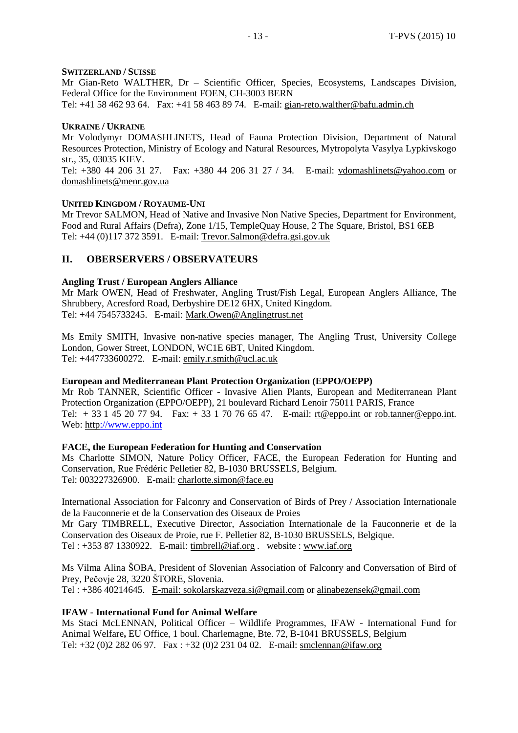**SWITZERLAND / SUISSE**
Mr Gian-Reto WALTHER, Dr – Scientific Officer, Species, Ecosystems, Landscapes Division, Federal Office for the Environment FOEN, CH-3003 BERN
Tel: +41 58 462 93 64. Fax: +41 58 463 89 74. E-mail: gian-reto.walther@bafu.admin.ch

**UKRAINE / UKRAINE**
Mr Volodymyr DOMASHLINETS, Head of Fauna Protection Division, Department of Natural Resources Protection, Ministry of Ecology and Natural Resources, Mytropolyta Vasylya Lypkivskogo str., 35, 03035 KIEV.
Tel: +380 44 206 31 27. Fax: +380 44 206 31 27 / 34. E-mail: vdomashlinets@yahoo.com or domashlinets@menr.gov.ua

**UNITED KINGDOM / ROYAUME-UNI**
Mr Trevor SALMON, Head of Native and Invasive Non Native Species, Department for Environment, Food and Rural Affairs (Defra), Zone 1/15, TempleQuay House, 2 The Square, Bristol, BS1 6EB
Tel: +44 (0)117 372 3591. E-mail: Trevor.Salmon@defra.gsi.gov.uk

## II. OBERSERVERS / OBSERVATEURS

**Angling Trust / European Anglers Alliance**
Mr Mark OWEN, Head of Freshwater, Angling Trust/Fish Legal, European Anglers Alliance, The Shrubbery, Acresford Road, Derbyshire DE12 6HX, United Kingdom.
Tel: +44 7545733245. E-mail: Mark.Owen@Anglingtrust.net

Ms Emily SMITH, Invasive non-native species manager, The Angling Trust, University College London, Gower Street, LONDON, WC1E 6BT, United Kingdom.
Tel: +447733600272. E-mail: emily.r.smith@ucl.ac.uk

**European and Mediterranean Plant Protection Organization (EPPO/OEPP)**
Mr Rob TANNER, Scientific Officer - Invasive Alien Plants, European and Mediterranean Plant Protection Organization (EPPO/OEPP), 21 boulevard Richard Lenoir 75011 PARIS, France
Tel: + 33 1 45 20 77 94. Fax: + 33 1 70 76 65 47. E-mail: rt@eppo.int or rob.tanner@eppo.int. Web: http://www.eppo.int

**FACE, the European Federation for Hunting and Conservation**
Ms Charlotte SIMON, Nature Policy Officer, FACE, the European Federation for Hunting and Conservation, Rue Frédéric Pelletier 82, B-1030 BRUSSELS, Belgium.
Tel: 003227326900. E-mail: charlotte.simon@face.eu

International Association for Falconry and Conservation of Birds of Prey / Association Internationale de la Fauconnerie et de la Conservation des Oiseaux de Proies
Mr Gary TIMBRELL, Executive Director, Association Internationale de la Fauconnerie et de la Conservation des Oiseaux de Proie, rue F. Pelletier 82, B-1030 BRUSSELS, Belgique.
Tel : +353 87 1330922. E-mail: timbrell@iaf.org . website : www.iaf.org

Ms Vilma Alina ŠOBA, President of Slovenian Association of Falconry and Conversation of Bird of Prey, Pečovje 28, 3220 ŠTORE, Slovenia.
Tel : +386 40214645. E-mail: sokolarskazveza.si@gmail.com or alinabezensek@gmail.com

**IFAW - International Fund for Animal Welfare**
Ms Staci McLENNAN, Political Officer – Wildlife Programmes, IFAW - International Fund for Animal Welfare**,** EU Office, 1 boul. Charlemagne, Bte. 72, B-1041 BRUSSELS, Belgium
Tel: +32 (0)2 282 06 97. Fax : +32 (0)2 231 04 02. E-mail: smclennan@ifaw.org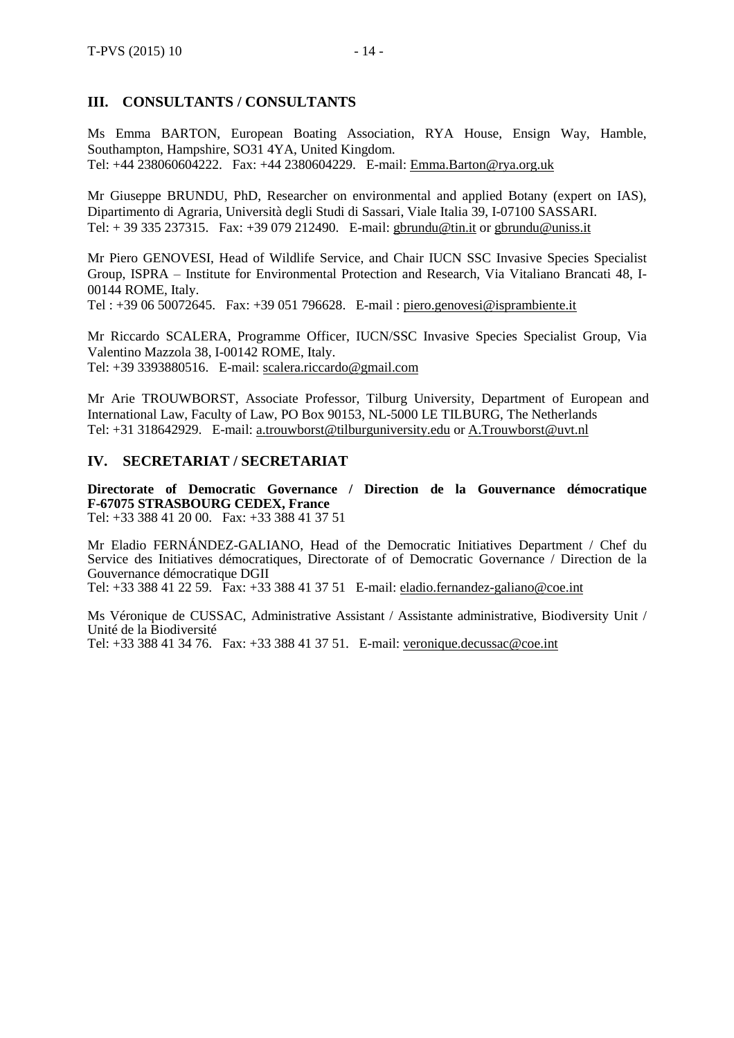## III. CONSULTANTS / CONSULTANTS

Ms Emma BARTON, European Boating Association, RYA House, Ensign Way, Hamble, Southampton, Hampshire, SO31 4YA, United Kingdom.
Tel: +44 238060604222. Fax: +44 2380604229. E-mail: Emma.Barton@rya.org.uk

Mr Giuseppe BRUNDU, PhD, Researcher on environmental and applied Botany (expert on IAS), Dipartimento di Agraria, Università degli Studi di Sassari, Viale Italia 39, I-07100 SASSARI.
Tel: + 39 335 237315. Fax: +39 079 212490. E-mail: gbrundu@tin.it or gbrundu@uniss.it

Mr Piero GENOVESI, Head of Wildlife Service, and Chair IUCN SSC Invasive Species Specialist Group, ISPRA – Institute for Environmental Protection and Research, Via Vitaliano Brancati 48, I-00144 ROME, Italy.
Tel : +39 06 50072645. Fax: +39 051 796628. E-mail : piero.genovesi@isprambiente.it

Mr Riccardo SCALERA, Programme Officer, IUCN/SSC Invasive Species Specialist Group, Via Valentino Mazzola 38, I-00142 ROME, Italy.
Tel: +39 3393880516. E-mail: scalera.riccardo@gmail.com

Mr Arie TROUWBORST, Associate Professor, Tilburg University, Department of European and International Law, Faculty of Law, PO Box 90153, NL-5000 LE TILBURG, The Netherlands
Tel: +31 318642929. E-mail: a.trouwborst@tilburguniversity.edu or A.Trouwborst@uvt.nl

## IV. SECRETARIAT / SECRETARIAT

**Directorate of Democratic Governance / Direction de la Gouvernance démocratique F-67075 STRASBOURG CEDEX, France**
Tel: +33 388 41 20 00. Fax: +33 388 41 37 51

Mr Eladio FERNÁNDEZ-GALIANO, Head of the Democratic Initiatives Department / Chef du Service des Initiatives démocratiques, Directorate of of Democratic Governance / Direction de la Gouvernance démocratique DGII
Tel: +33 388 41 22 59. Fax: +33 388 41 37 51 E-mail: eladio.fernandez-galiano@coe.int

Ms Véronique de CUSSAC, Administrative Assistant / Assistante administrative, Biodiversity Unit / Unité de la Biodiversité
Tel: +33 388 41 34 76. Fax: +33 388 41 37 51. E-mail: veronique.decussac@coe.int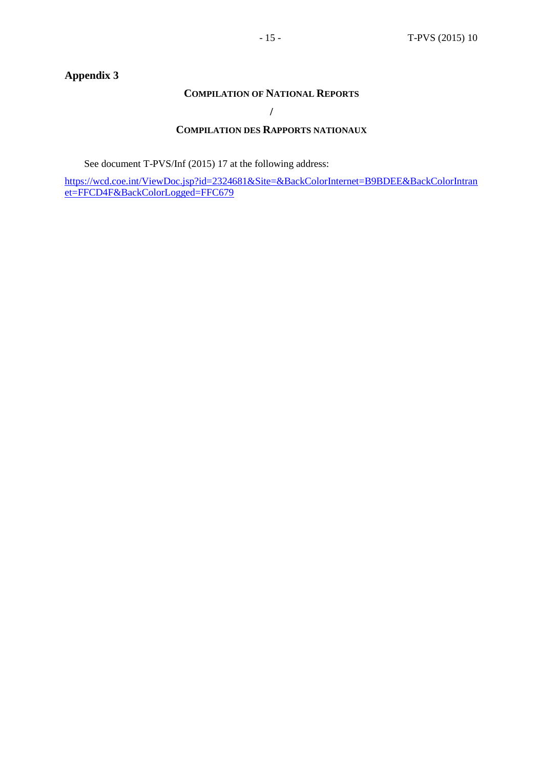## Appendix 3

### COMPILATION OF NATIONAL REPORTS

/

### COMPILATION DES RAPPORTS NATIONAUX

See document T-PVS/Inf (2015) 17 at the following address:

https://wcd.coe.int/ViewDoc.jsp?id=2324681&Site=&BackColorInternet=B9BDEE&BackColorIntranet=FFCD4F&BackColorLogged=FFC679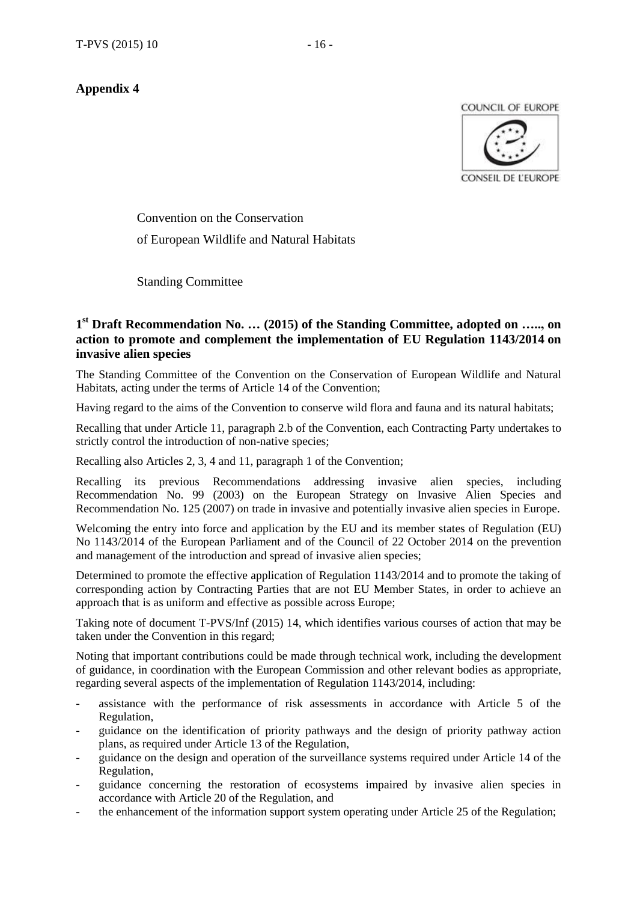**Appendix 4**

COUNCIL OF EUROPE

CONSEIL DE L'EUROPE

Convention on the Conservation

of European Wildlife and Natural Habitats

Standing Committee

### 1st Draft Recommendation No. … (2015) of the Standing Committee, adopted on ….., on action to promote and complement the implementation of EU Regulation 1143/2014 on invasive alien species

The Standing Committee of the Convention on the Conservation of European Wildlife and Natural Habitats, acting under the terms of Article 14 of the Convention;

Having regard to the aims of the Convention to conserve wild flora and fauna and its natural habitats;

Recalling that under Article 11, paragraph 2.b of the Convention, each Contracting Party undertakes to strictly control the introduction of non-native species;

Recalling also Articles 2, 3, 4 and 11, paragraph 1 of the Convention;

Recalling its previous Recommendations addressing invasive alien species, including Recommendation No. 99 (2003) on the European Strategy on Invasive Alien Species and Recommendation No. 125 (2007) on trade in invasive and potentially invasive alien species in Europe.

Welcoming the entry into force and application by the EU and its member states of Regulation (EU) No 1143/2014 of the European Parliament and of the Council of 22 October 2014 on the prevention and management of the introduction and spread of invasive alien species;

Determined to promote the effective application of Regulation 1143/2014 and to promote the taking of corresponding action by Contracting Parties that are not EU Member States, in order to achieve an approach that is as uniform and effective as possible across Europe;

Taking note of document T-PVS/Inf (2015) 14, which identifies various courses of action that may be taken under the Convention in this regard;

Noting that important contributions could be made through technical work, including the development of guidance, in coordination with the European Commission and other relevant bodies as appropriate, regarding several aspects of the implementation of Regulation 1143/2014, including:

- assistance with the performance of risk assessments in accordance with Article 5 of the Regulation,
- guidance on the identification of priority pathways and the design of priority pathway action plans, as required under Article 13 of the Regulation,
- guidance on the design and operation of the surveillance systems required under Article 14 of the Regulation,
- guidance concerning the restoration of ecosystems impaired by invasive alien species in accordance with Article 20 of the Regulation, and
- the enhancement of the information support system operating under Article 25 of the Regulation;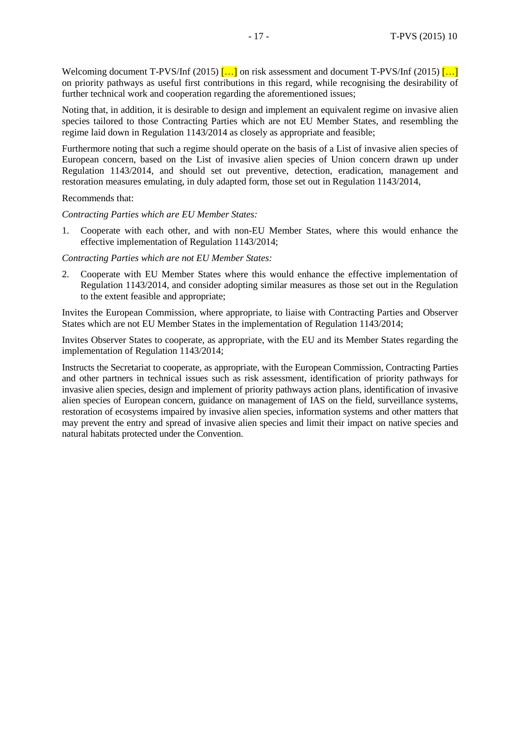Welcoming document T-PVS/Inf (2015) […] on risk assessment and document T-PVS/Inf (2015) […] on priority pathways as useful first contributions in this regard, while recognising the desirability of further technical work and cooperation regarding the aforementioned issues;

Noting that, in addition, it is desirable to design and implement an equivalent regime on invasive alien species tailored to those Contracting Parties which are not EU Member States, and resembling the regime laid down in Regulation 1143/2014 as closely as appropriate and feasible;

Furthermore noting that such a regime should operate on the basis of a List of invasive alien species of European concern, based on the List of invasive alien species of Union concern drawn up under Regulation 1143/2014, and should set out preventive, detection, eradication, management and restoration measures emulating, in duly adapted form, those set out in Regulation 1143/2014,

Recommends that:

*Contracting Parties which are EU Member States:*

1. Cooperate with each other, and with non-EU Member States, where this would enhance the effective implementation of Regulation 1143/2014;

*Contracting Parties which are not EU Member States:*

2. Cooperate with EU Member States where this would enhance the effective implementation of Regulation 1143/2014, and consider adopting similar measures as those set out in the Regulation to the extent feasible and appropriate;

Invites the European Commission, where appropriate, to liaise with Contracting Parties and Observer States which are not EU Member States in the implementation of Regulation 1143/2014;

Invites Observer States to cooperate, as appropriate, with the EU and its Member States regarding the implementation of Regulation 1143/2014;

Instructs the Secretariat to cooperate, as appropriate, with the European Commission, Contracting Parties and other partners in technical issues such as risk assessment, identification of priority pathways for invasive alien species, design and implement of priority pathways action plans, identification of invasive alien species of European concern, guidance on management of IAS on the field, surveillance systems, restoration of ecosystems impaired by invasive alien species, information systems and other matters that may prevent the entry and spread of invasive alien species and limit their impact on native species and natural habitats protected under the Convention.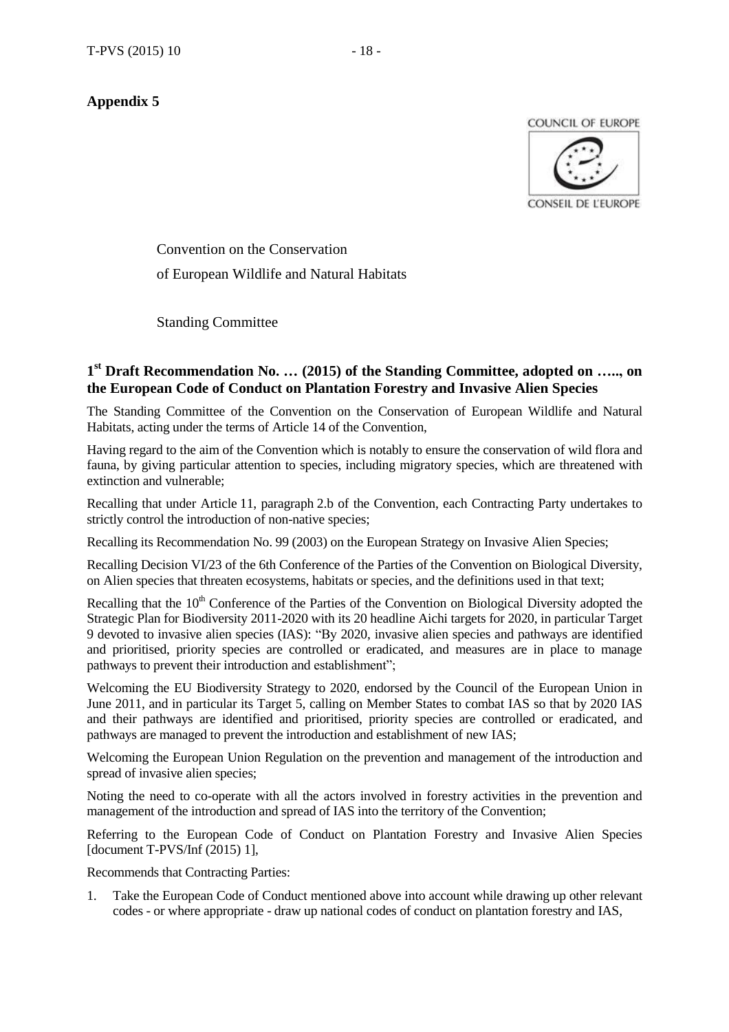**Appendix 5**

COUNCIL OF EUROPE

CONSEIL DE L'EUROPE

Convention on the Conservation of European Wildlife and Natural Habitats

Standing Committee

## 1st Draft Recommendation No. … (2015) of the Standing Committee, adopted on ….., on the European Code of Conduct on Plantation Forestry and Invasive Alien Species

The Standing Committee of the Convention on the Conservation of European Wildlife and Natural Habitats, acting under the terms of Article 14 of the Convention,

Having regard to the aim of the Convention which is notably to ensure the conservation of wild flora and fauna, by giving particular attention to species, including migratory species, which are threatened with extinction and vulnerable;

Recalling that under Article 11, paragraph 2.b of the Convention, each Contracting Party undertakes to strictly control the introduction of non-native species;

Recalling its Recommendation No. 99 (2003) on the European Strategy on Invasive Alien Species;

Recalling Decision VI/23 of the 6th Conference of the Parties of the Convention on Biological Diversity, on Alien species that threaten ecosystems, habitats or species, and the definitions used in that text;

Recalling that the 10th Conference of the Parties of the Convention on Biological Diversity adopted the Strategic Plan for Biodiversity 2011-2020 with its 20 headline Aichi targets for 2020, in particular Target 9 devoted to invasive alien species (IAS): "By 2020, invasive alien species and pathways are identified and prioritised, priority species are controlled or eradicated, and measures are in place to manage pathways to prevent their introduction and establishment";

Welcoming the EU Biodiversity Strategy to 2020, endorsed by the Council of the European Union in June 2011, and in particular its Target 5, calling on Member States to combat IAS so that by 2020 IAS and their pathways are identified and prioritised, priority species are controlled or eradicated, and pathways are managed to prevent the introduction and establishment of new IAS;

Welcoming the European Union Regulation on the prevention and management of the introduction and spread of invasive alien species;

Noting the need to co-operate with all the actors involved in forestry activities in the prevention and management of the introduction and spread of IAS into the territory of the Convention;

Referring to the European Code of Conduct on Plantation Forestry and Invasive Alien Species [document T-PVS/Inf (2015) 1],

Recommends that Contracting Parties:

1. Take the European Code of Conduct mentioned above into account while drawing up other relevant codes - or where appropriate - draw up national codes of conduct on plantation forestry and IAS,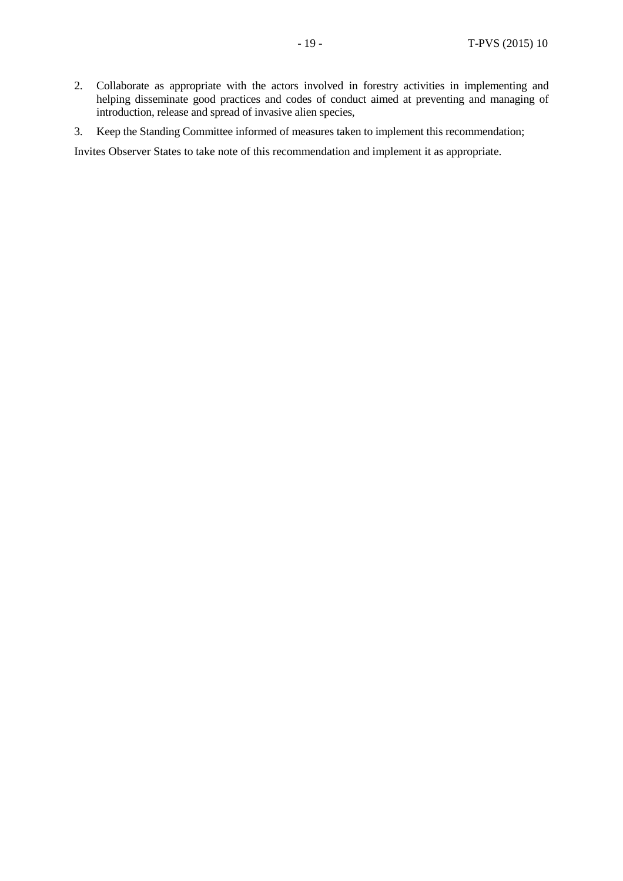2. Collaborate as appropriate with the actors involved in forestry activities in implementing and helping disseminate good practices and codes of conduct aimed at preventing and managing of introduction, release and spread of invasive alien species,
3. Keep the Standing Committee informed of measures taken to implement this recommendation;

Invites Observer States to take note of this recommendation and implement it as appropriate.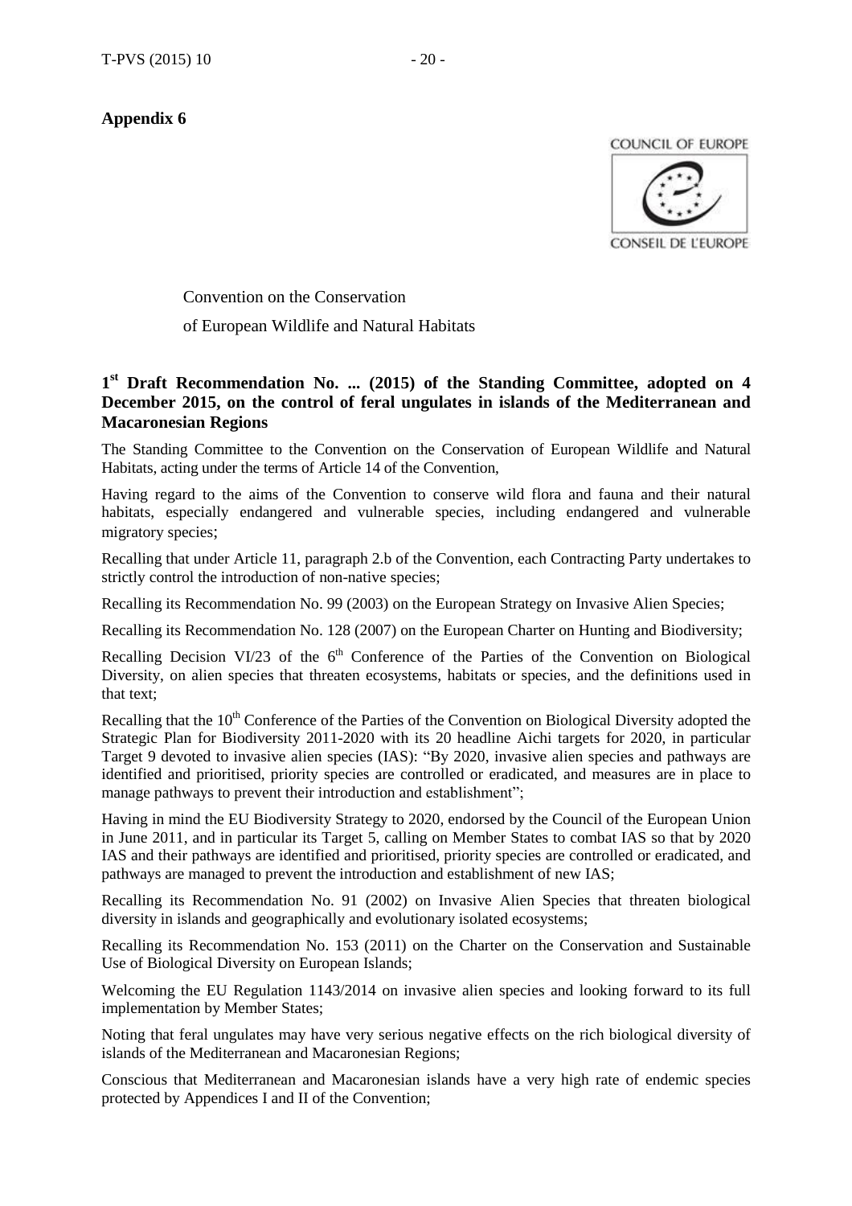## Appendix 6

COUNCIL OF EUROPE

CONSEIL DE L'EUROPE

Convention on the Conservation

of European Wildlife and Natural Habitats

### 1st Draft Recommendation No. ... (2015) of the Standing Committee, adopted on 4 December 2015, on the control of feral ungulates in islands of the Mediterranean and Macaronesian Regions

The Standing Committee to the Convention on the Conservation of European Wildlife and Natural Habitats, acting under the terms of Article 14 of the Convention,

Having regard to the aims of the Convention to conserve wild flora and fauna and their natural habitats, especially endangered and vulnerable species, including endangered and vulnerable migratory species;

Recalling that under Article 11, paragraph 2.b of the Convention, each Contracting Party undertakes to strictly control the introduction of non-native species;

Recalling its Recommendation No. 99 (2003) on the European Strategy on Invasive Alien Species;

Recalling its Recommendation No. 128 (2007) on the European Charter on Hunting and Biodiversity;

Recalling Decision VI/23 of the 6th Conference of the Parties of the Convention on Biological Diversity, on alien species that threaten ecosystems, habitats or species, and the definitions used in that text;

Recalling that the 10th Conference of the Parties of the Convention on Biological Diversity adopted the Strategic Plan for Biodiversity 2011-2020 with its 20 headline Aichi targets for 2020, in particular Target 9 devoted to invasive alien species (IAS): "By 2020, invasive alien species and pathways are identified and prioritised, priority species are controlled or eradicated, and measures are in place to manage pathways to prevent their introduction and establishment";

Having in mind the EU Biodiversity Strategy to 2020, endorsed by the Council of the European Union in June 2011, and in particular its Target 5, calling on Member States to combat IAS so that by 2020 IAS and their pathways are identified and prioritised, priority species are controlled or eradicated, and pathways are managed to prevent the introduction and establishment of new IAS;

Recalling its Recommendation No. 91 (2002) on Invasive Alien Species that threaten biological diversity in islands and geographically and evolutionary isolated ecosystems;

Recalling its Recommendation No. 153 (2011) on the Charter on the Conservation and Sustainable Use of Biological Diversity on European Islands;

Welcoming the EU Regulation 1143/2014 on invasive alien species and looking forward to its full implementation by Member States;

Noting that feral ungulates may have very serious negative effects on the rich biological diversity of islands of the Mediterranean and Macaronesian Regions;

Conscious that Mediterranean and Macaronesian islands have a very high rate of endemic species protected by Appendices I and II of the Convention;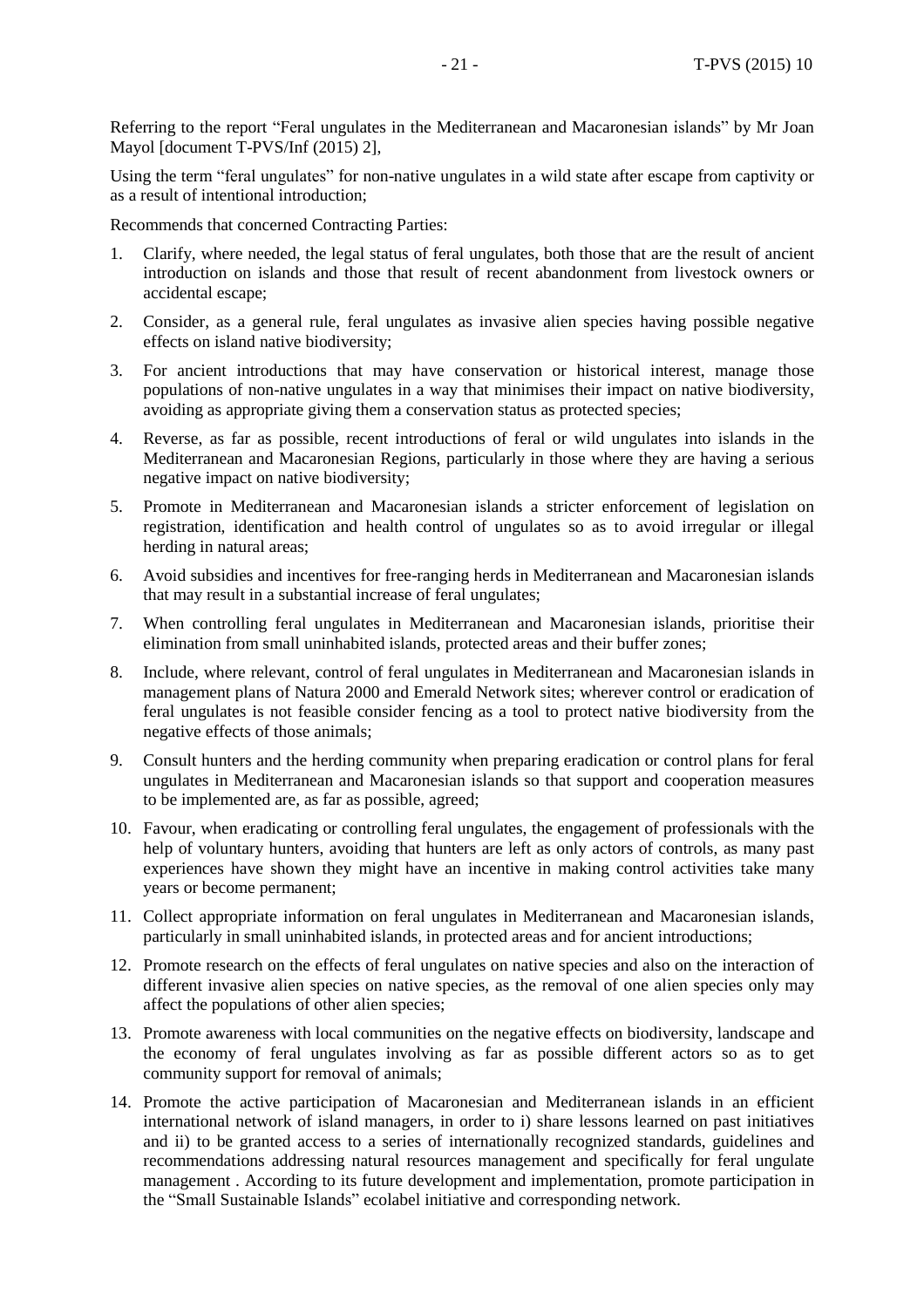Referring to the report "Feral ungulates in the Mediterranean and Macaronesian islands" by Mr Joan Mayol [document T-PVS/Inf (2015) 2],

Using the term "feral ungulates" for non-native ungulates in a wild state after escape from captivity or as a result of intentional introduction;

Recommends that concerned Contracting Parties:

1. Clarify, where needed, the legal status of feral ungulates, both those that are the result of ancient introduction on islands and those that result of recent abandonment from livestock owners or accidental escape;
2. Consider, as a general rule, feral ungulates as invasive alien species having possible negative effects on island native biodiversity;
3. For ancient introductions that may have conservation or historical interest, manage those populations of non-native ungulates in a way that minimises their impact on native biodiversity, avoiding as appropriate giving them a conservation status as protected species;
4. Reverse, as far as possible, recent introductions of feral or wild ungulates into islands in the Mediterranean and Macaronesian Regions, particularly in those where they are having a serious negative impact on native biodiversity;
5. Promote in Mediterranean and Macaronesian islands a stricter enforcement of legislation on registration, identification and health control of ungulates so as to avoid irregular or illegal herding in natural areas;
6. Avoid subsidies and incentives for free-ranging herds in Mediterranean and Macaronesian islands that may result in a substantial increase of feral ungulates;
7. When controlling feral ungulates in Mediterranean and Macaronesian islands, prioritise their elimination from small uninhabited islands, protected areas and their buffer zones;
8. Include, where relevant, control of feral ungulates in Mediterranean and Macaronesian islands in management plans of Natura 2000 and Emerald Network sites; wherever control or eradication of feral ungulates is not feasible consider fencing as a tool to protect native biodiversity from the negative effects of those animals;
9. Consult hunters and the herding community when preparing eradication or control plans for feral ungulates in Mediterranean and Macaronesian islands so that support and cooperation measures to be implemented are, as far as possible, agreed;
10. Favour, when eradicating or controlling feral ungulates, the engagement of professionals with the help of voluntary hunters, avoiding that hunters are left as only actors of controls, as many past experiences have shown they might have an incentive in making control activities take many years or become permanent;
11. Collect appropriate information on feral ungulates in Mediterranean and Macaronesian islands, particularly in small uninhabited islands, in protected areas and for ancient introductions;
12. Promote research on the effects of feral ungulates on native species and also on the interaction of different invasive alien species on native species, as the removal of one alien species only may affect the populations of other alien species;
13. Promote awareness with local communities on the negative effects on biodiversity, landscape and the economy of feral ungulates involving as far as possible different actors so as to get community support for removal of animals;
14. Promote the active participation of Macaronesian and Mediterranean islands in an efficient international network of island managers, in order to i) share lessons learned on past initiatives and ii) to be granted access to a series of internationally recognized standards, guidelines and recommendations addressing natural resources management and specifically for feral ungulate management . According to its future development and implementation, promote participation in the "Small Sustainable Islands" ecolabel initiative and corresponding network.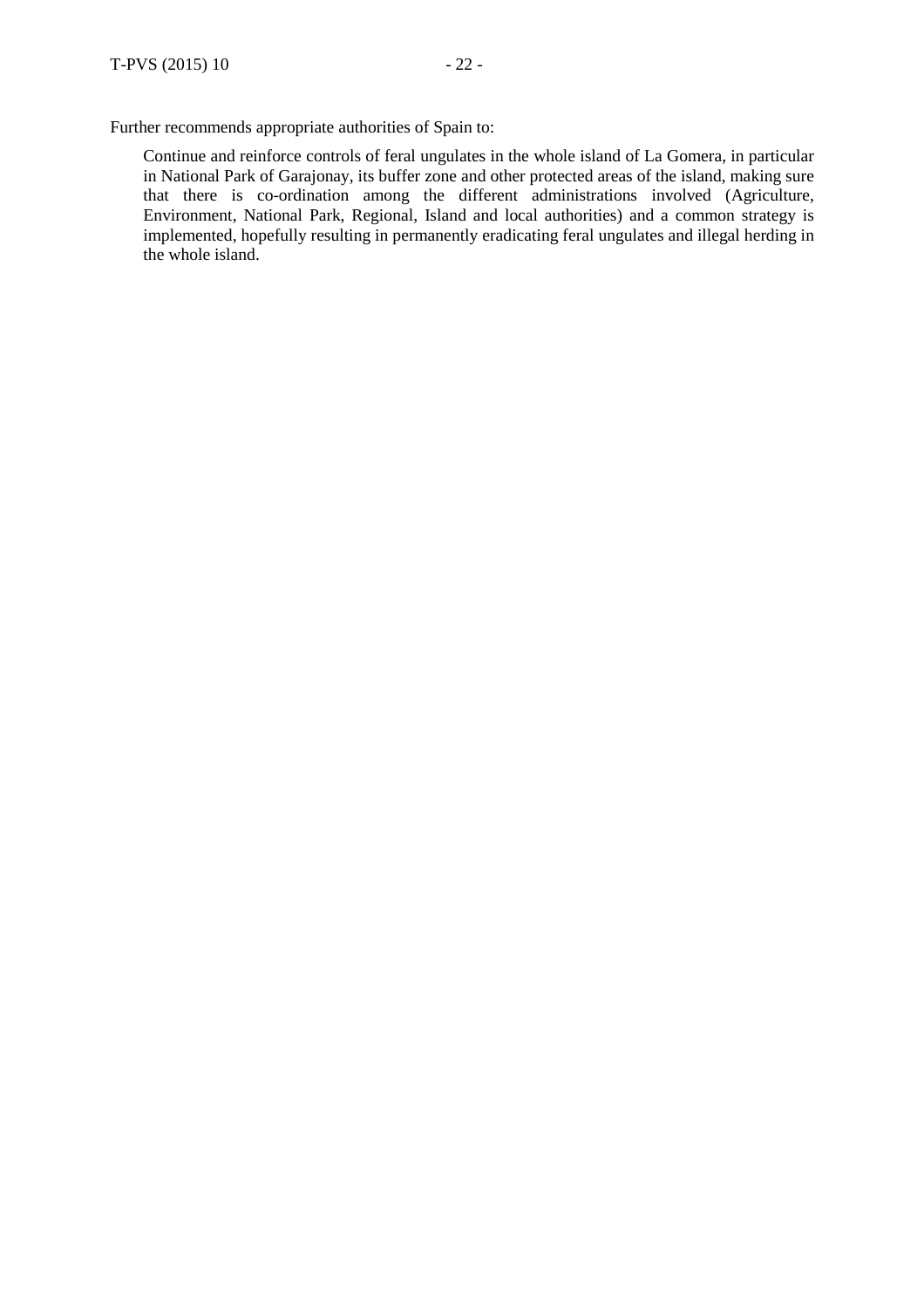Further recommends appropriate authorities of Spain to:

Continue and reinforce controls of feral ungulates in the whole island of La Gomera, in particular in National Park of Garajonay, its buffer zone and other protected areas of the island, making sure that there is co-ordination among the different administrations involved (Agriculture, Environment, National Park, Regional, Island and local authorities) and a common strategy is implemented, hopefully resulting in permanently eradicating feral ungulates and illegal herding in the whole island.